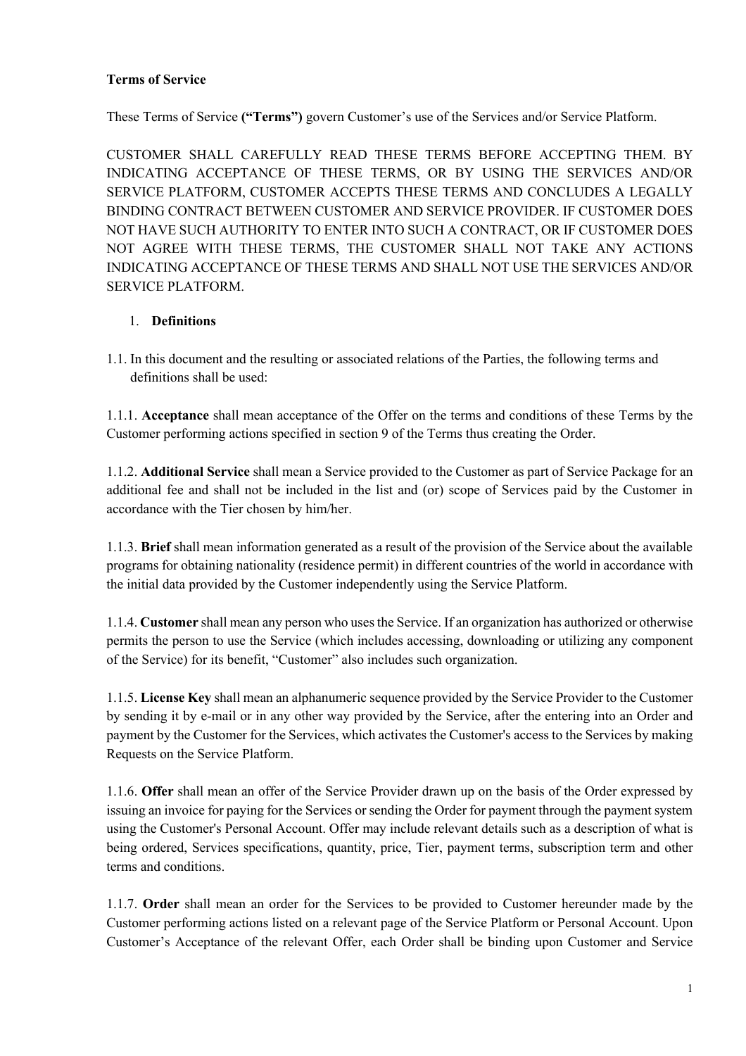**Terms of Service**

These Terms of Service **("Terms")** govern Customer's use of the Services and/or Service Platform.

CUSTOMER SHALL CAREFULLY READ THESE TERMS BEFORE ACCEPTING THEM. BY INDICATING ACCEPTANCE OF THESE TERMS, OR BY USING THE SERVICES AND/OR SERVICE PLATFORM, CUSTOMER ACCEPTS THESE TERMS AND CONCLUDES A LEGALLY BINDING CONTRACT BETWEEN CUSTOMER AND SERVICE PROVIDER. IF CUSTOMER DOES NOT HAVE SUCH AUTHORITY TO ENTER INTO SUCH A CONTRACT, OR IF CUSTOMER DOES NOT AGREE WITH THESE TERMS, THE CUSTOMER SHALL NOT TAKE ANY ACTIONS INDICATING ACCEPTANCE OF THESE TERMS AND SHALL NOT USE THE SERVICES AND/OR SERVICE PLATFORM.

1. **Definitions**

1.1. In this document and the resulting or associated relations of the Parties, the following terms and definitions shall be used:

1.1.1. **Acceptance** shall mean acceptance of the Offer on the terms and conditions of these Terms by the Customer performing actions specified in section 9 of the Terms thus creating the Order.

1.1.2. **Additional Service** shall mean a Service provided to the Customer as part of Service Package for an additional fee and shall not be included in the list and (or) scope of Services paid by the Customer in accordance with the Tier chosen by him/her.

1.1.3. **Brief** shall mean information generated as a result of the provision of the Service about the available programs for obtaining nationality (residence permit) in different countries of the world in accordance with the initial data provided by the Customer independently using the Service Platform.

1.1.4. **Customer** shall mean any person who uses the Service. If an organization has authorized or otherwise permits the person to use the Service (which includes accessing, downloading or utilizing any component of the Service) for its benefit, "Customer" also includes such organization.

1.1.5. **License Key** shall mean an alphanumeric sequence provided by the Service Provider to the Customer by sending it by e-mail or in any other way provided by the Service, after the entering into an Order and payment by the Customer for the Services, which activates the Customer's access to the Services by making Requests on the Service Platform.

1.1.6. **Offer** shall mean an offer of the Service Provider drawn up on the basis of the Order expressed by issuing an invoice for paying for the Services or sending the Order for payment through the payment system using the Customer's Personal Account. Offer may include relevant details such as a description of what is being ordered, Services specifications, quantity, price, Tier, payment terms, subscription term and other terms and conditions.

1.1.7. **Order** shall mean an order for the Services to be provided to Customer hereunder made by the Customer performing actions listed on a relevant page of the Service Platform or Personal Account. Upon Customer's Acceptance of the relevant Offer, each Order shall be binding upon Customer and Service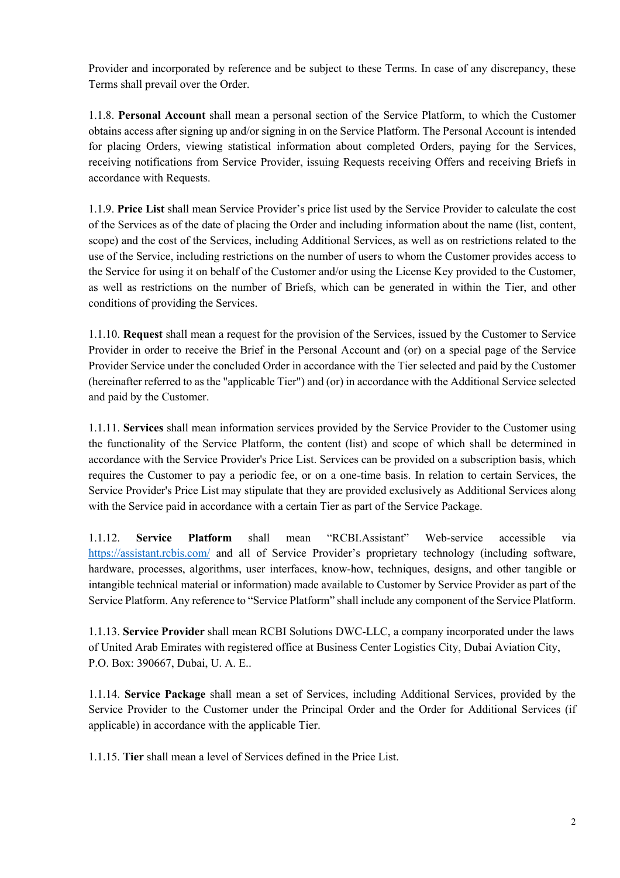Provider and incorporated by reference and be subject to these Terms. In case of any discrepancy, these Terms shall prevail over the Order.

1.1.8. **Personal Account** shall mean a personal section of the Service Platform, to which the Customer obtains access after signing up and/or signing in on the Service Platform. The Personal Account is intended for placing Orders, viewing statistical information about completed Orders, paying for the Services, receiving notifications from Service Provider, issuing Requests receiving Offers and receiving Briefs in accordance with Requests.

1.1.9. **Price List** shall mean Service Provider's price list used by the Service Provider to calculate the cost of the Services as of the date of placing the Order and including information about the name (list, content, scope) and the cost of the Services, including Additional Services, as well as on restrictions related to the use of the Service, including restrictions on the number of users to whom the Customer provides access to the Service for using it on behalf of the Customer and/or using the License Key provided to the Customer, as well as restrictions on the number of Briefs, which can be generated in within the Tier, and other conditions of providing the Services.

1.1.10. **Request** shall mean a request for the provision of the Services, issued by the Customer to Service Provider in order to receive the Brief in the Personal Account and (or) on a special page of the Service Provider Service under the concluded Order in accordance with the Tier selected and paid by the Customer (hereinafter referred to as the "applicable Tier") and (or) in accordance with the Additional Service selected and paid by the Customer.

1.1.11. **Services** shall mean information services provided by the Service Provider to the Customer using the functionality of the Service Platform, the content (list) and scope of which shall be determined in accordance with the Service Provider's Price List. Services can be provided on a subscription basis, which requires the Customer to pay a periodic fee, or on a one-time basis. In relation to certain Services, the Service Provider's Price List may stipulate that they are provided exclusively as Additional Services along with the Service paid in accordance with a certain Tier as part of the Service Package.

1.1.12. **Service Platform** shall mean "RCBI.Assistant" Web-service accessible via https://assistant.rcbis.com/ and all of Service Provider's proprietary technology (including software, hardware, processes, algorithms, user interfaces, know-how, techniques, designs, and other tangible or intangible technical material or information) made available to Customer by Service Provider as part of the Service Platform. Any reference to "Service Platform" shall include any component of the Service Platform.

1.1.13. **Service Provider** shall mean RCBI Solutions DWC-LLC, a company incorporated under the laws of United Arab Emirates with registered office at Business Center Logistics City, Dubai Aviation City, P.O. Box: 390667, Dubai, U. A. E..

1.1.14. **Service Package** shall mean a set of Services, including Additional Services, provided by the Service Provider to the Customer under the Principal Order and the Order for Additional Services (if applicable) in accordance with the applicable Tier.

1.1.15. **Tier** shall mean a level of Services defined in the Price List.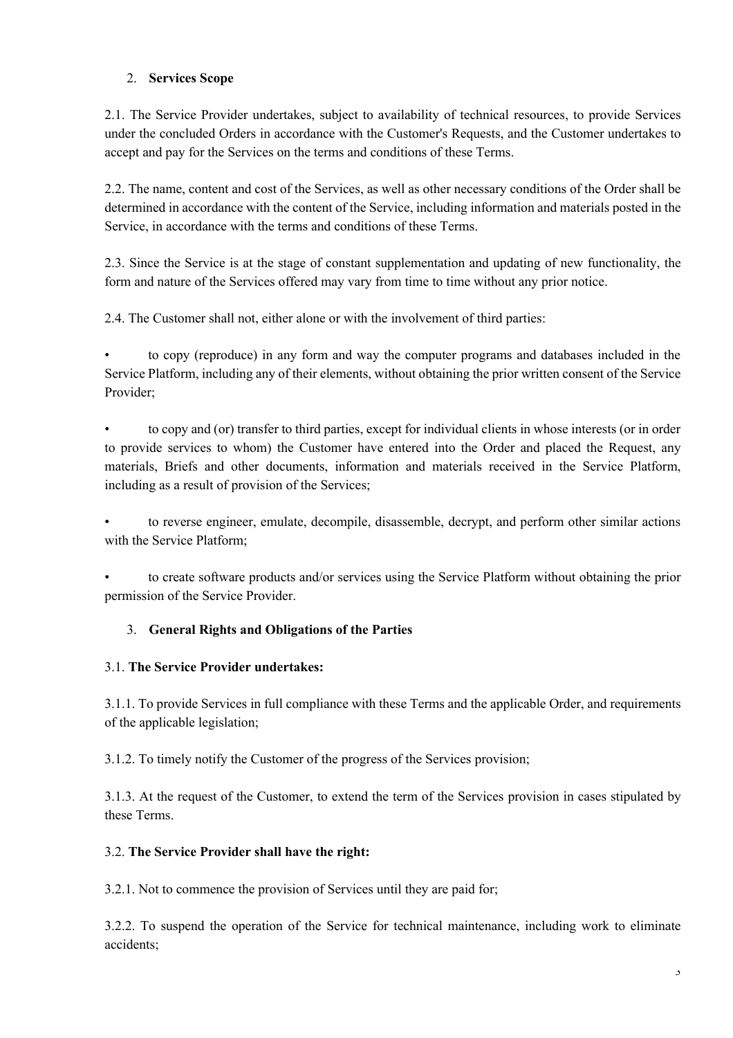## 2. **Services Scope**

2.1. The Service Provider undertakes, subject to availability of technical resources, to provide Services under the concluded Orders in accordance with the Customer's Requests, and the Customer undertakes to accept and pay for the Services on the terms and conditions of these Terms.

2.2. The name, content and cost of the Services, as well as other necessary conditions of the Order shall be determined in accordance with the content of the Service, including information and materials posted in the Service, in accordance with the terms and conditions of these Terms.

2.3. Since the Service is at the stage of constant supplementation and updating of new functionality, the form and nature of the Services offered may vary from time to time without any prior notice.

2.4. The Customer shall not, either alone or with the involvement of third parties:

- to copy (reproduce) in any form and way the computer programs and databases included in the Service Platform, including any of their elements, without obtaining the prior written consent of the Service Provider;
- to copy and (or) transfer to third parties, except for individual clients in whose interests (or in order to provide services to whom) the Customer have entered into the Order and placed the Request, any materials, Briefs and other documents, information and materials received in the Service Platform, including as a result of provision of the Services;
- to reverse engineer, emulate, decompile, disassemble, decrypt, and perform other similar actions with the Service Platform;
- to create software products and/or services using the Service Platform without obtaining the prior permission of the Service Provider.

## 3. **General Rights and Obligations of the Parties**

3.1. **The Service Provider undertakes:**

3.1.1. To provide Services in full compliance with these Terms and the applicable Order, and requirements of the applicable legislation;

3.1.2. To timely notify the Customer of the progress of the Services provision;

3.1.3. At the request of the Customer, to extend the term of the Services provision in cases stipulated by these Terms.

3.2. **The Service Provider shall have the right:**

3.2.1. Not to commence the provision of Services until they are paid for;

3.2.2. To suspend the operation of the Service for technical maintenance, including work to eliminate accidents;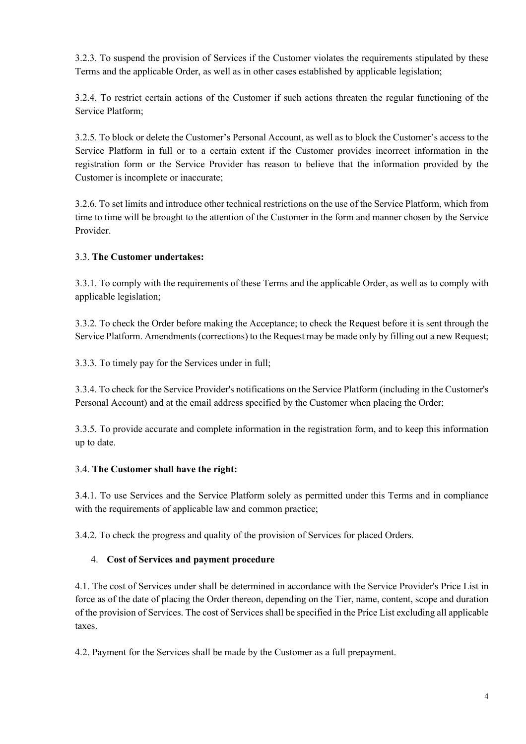3.2.3. To suspend the provision of Services if the Customer violates the requirements stipulated by these Terms and the applicable Order, as well as in other cases established by applicable legislation;

3.2.4. To restrict certain actions of the Customer if such actions threaten the regular functioning of the Service Platform;

3.2.5. To block or delete the Customer's Personal Account, as well as to block the Customer's access to the Service Platform in full or to a certain extent if the Customer provides incorrect information in the registration form or the Service Provider has reason to believe that the information provided by the Customer is incomplete or inaccurate;

3.2.6. To set limits and introduce other technical restrictions on the use of the Service Platform, which from time to time will be brought to the attention of the Customer in the form and manner chosen by the Service Provider.

3.3. **The Customer undertakes:**

3.3.1. To comply with the requirements of these Terms and the applicable Order, as well as to comply with applicable legislation;

3.3.2. To check the Order before making the Acceptance; to check the Request before it is sent through the Service Platform. Amendments (corrections) to the Request may be made only by filling out a new Request;

3.3.3. To timely pay for the Services under in full;

3.3.4. To check for the Service Provider's notifications on the Service Platform (including in the Customer's Personal Account) and at the email address specified by the Customer when placing the Order;

3.3.5. To provide accurate and complete information in the registration form, and to keep this information up to date.

3.4. **The Customer shall have the right:**

3.4.1. To use Services and the Service Platform solely as permitted under this Terms and in compliance with the requirements of applicable law and common practice;

3.4.2. To check the progress and quality of the provision of Services for placed Orders.

## 4. **Cost of Services and payment procedure**

4.1. The cost of Services under shall be determined in accordance with the Service Provider's Price List in force as of the date of placing the Order thereon, depending on the Tier, name, content, scope and duration of the provision of Services. The cost of Services shall be specified in the Price List excluding all applicable taxes.

4.2. Payment for the Services shall be made by the Customer as a full prepayment.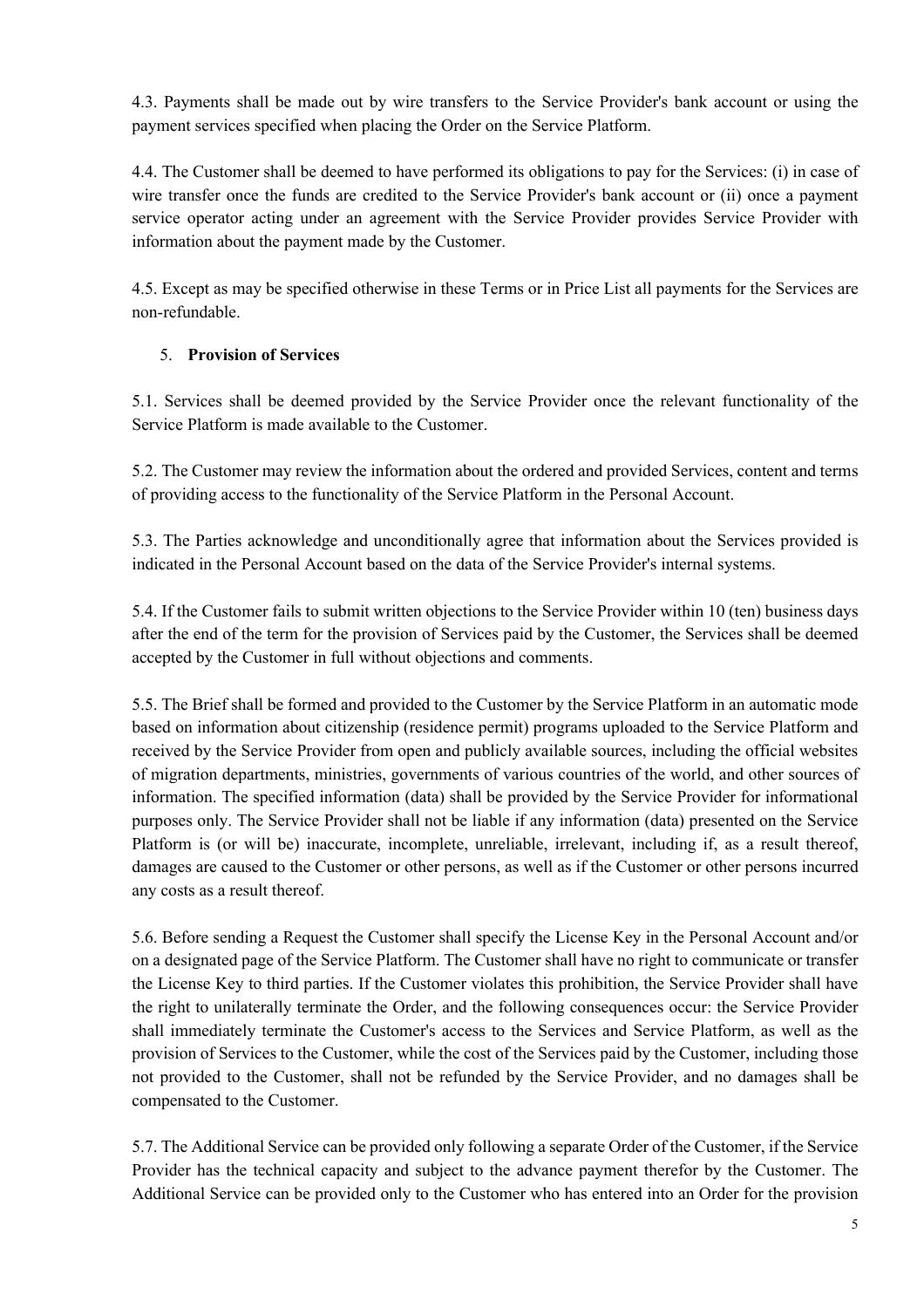4.3. Payments shall be made out by wire transfers to the Service Provider's bank account or using the payment services specified when placing the Order on the Service Platform.

4.4. The Customer shall be deemed to have performed its obligations to pay for the Services: (i) in case of wire transfer once the funds are credited to the Service Provider's bank account or (ii) once a payment service operator acting under an agreement with the Service Provider provides Service Provider with information about the payment made by the Customer.

4.5. Except as may be specified otherwise in these Terms or in Price List all payments for the Services are non-refundable.

## 5. **Provision of Services**

5.1. Services shall be deemed provided by the Service Provider once the relevant functionality of the Service Platform is made available to the Customer.

5.2. The Customer may review the information about the ordered and provided Services, content and terms of providing access to the functionality of the Service Platform in the Personal Account.

5.3. The Parties acknowledge and unconditionally agree that information about the Services provided is indicated in the Personal Account based on the data of the Service Provider's internal systems.

5.4. If the Customer fails to submit written objections to the Service Provider within 10 (ten) business days after the end of the term for the provision of Services paid by the Customer, the Services shall be deemed accepted by the Customer in full without objections and comments.

5.5. The Brief shall be formed and provided to the Customer by the Service Platform in an automatic mode based on information about citizenship (residence permit) programs uploaded to the Service Platform and received by the Service Provider from open and publicly available sources, including the official websites of migration departments, ministries, governments of various countries of the world, and other sources of information. The specified information (data) shall be provided by the Service Provider for informational purposes only. The Service Provider shall not be liable if any information (data) presented on the Service Platform is (or will be) inaccurate, incomplete, unreliable, irrelevant, including if, as a result thereof, damages are caused to the Customer or other persons, as well as if the Customer or other persons incurred any costs as a result thereof.

5.6. Before sending a Request the Customer shall specify the License Key in the Personal Account and/or on a designated page of the Service Platform. The Customer shall have no right to communicate or transfer the License Key to third parties. If the Customer violates this prohibition, the Service Provider shall have the right to unilaterally terminate the Order, and the following consequences occur: the Service Provider shall immediately terminate the Customer's access to the Services and Service Platform, as well as the provision of Services to the Customer, while the cost of the Services paid by the Customer, including those not provided to the Customer, shall not be refunded by the Service Provider, and no damages shall be compensated to the Customer.

5.7. The Additional Service can be provided only following a separate Order of the Customer, if the Service Provider has the technical capacity and subject to the advance payment therefor by the Customer. The Additional Service can be provided only to the Customer who has entered into an Order for the provision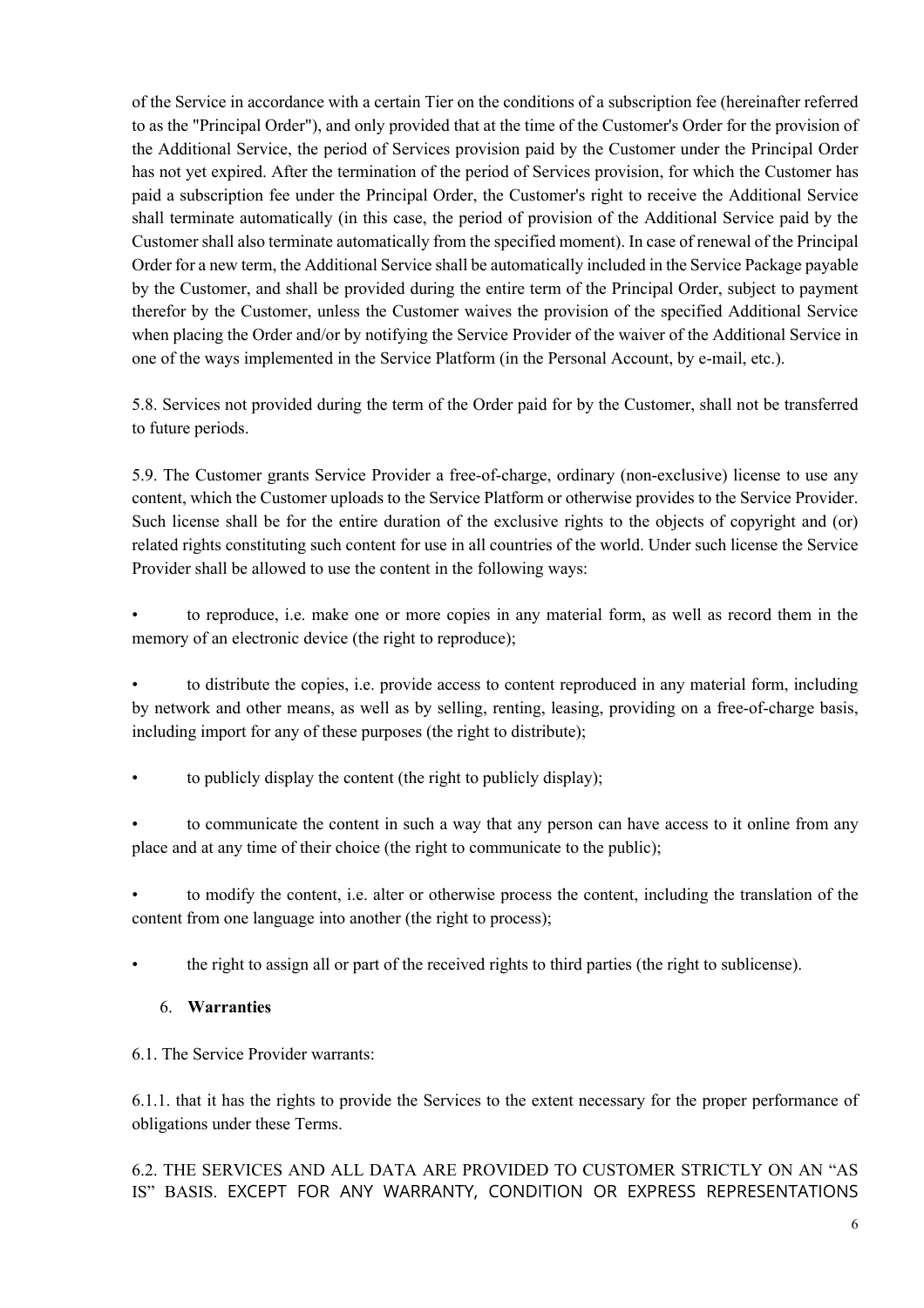of the Service in accordance with a certain Tier on the conditions of a subscription fee (hereinafter referred to as the "Principal Order"), and only provided that at the time of the Customer's Order for the provision of the Additional Service, the period of Services provision paid by the Customer under the Principal Order has not yet expired. After the termination of the period of Services provision, for which the Customer has paid a subscription fee under the Principal Order, the Customer's right to receive the Additional Service shall terminate automatically (in this case, the period of provision of the Additional Service paid by the Customer shall also terminate automatically from the specified moment). In case of renewal of the Principal Order for a new term, the Additional Service shall be automatically included in the Service Package payable by the Customer, and shall be provided during the entire term of the Principal Order, subject to payment therefor by the Customer, unless the Customer waives the provision of the specified Additional Service when placing the Order and/or by notifying the Service Provider of the waiver of the Additional Service in one of the ways implemented in the Service Platform (in the Personal Account, by e-mail, etc.).

5.8. Services not provided during the term of the Order paid for by the Customer, shall not be transferred to future periods.

5.9. The Customer grants Service Provider a free-of-charge, ordinary (non-exclusive) license to use any content, which the Customer uploads to the Service Platform or otherwise provides to the Service Provider. Such license shall be for the entire duration of the exclusive rights to the objects of copyright and (or) related rights constituting such content for use in all countries of the world. Under such license the Service Provider shall be allowed to use the content in the following ways:

- to reproduce, i.e. make one or more copies in any material form, as well as record them in the memory of an electronic device (the right to reproduce);
- to distribute the copies, i.e. provide access to content reproduced in any material form, including by network and other means, as well as by selling, renting, leasing, providing on a free-of-charge basis, including import for any of these purposes (the right to distribute);
- to publicly display the content (the right to publicly display);
- to communicate the content in such a way that any person can have access to it online from any place and at any time of their choice (the right to communicate to the public);
- to modify the content, i.e. alter or otherwise process the content, including the translation of the content from one language into another (the right to process);
- the right to assign all or part of the received rights to third parties (the right to sublicense).

## 6. **Warranties**

6.1. The Service Provider warrants:

6.1.1. that it has the rights to provide the Services to the extent necessary for the proper performance of obligations under these Terms.

6.2. THE SERVICES AND ALL DATA ARE PROVIDED TO CUSTOMER STRICTLY ON AN "AS IS" BASIS. EXCEPT FOR ANY WARRANTY, CONDITION OR EXPRESS REPRESENTATIONS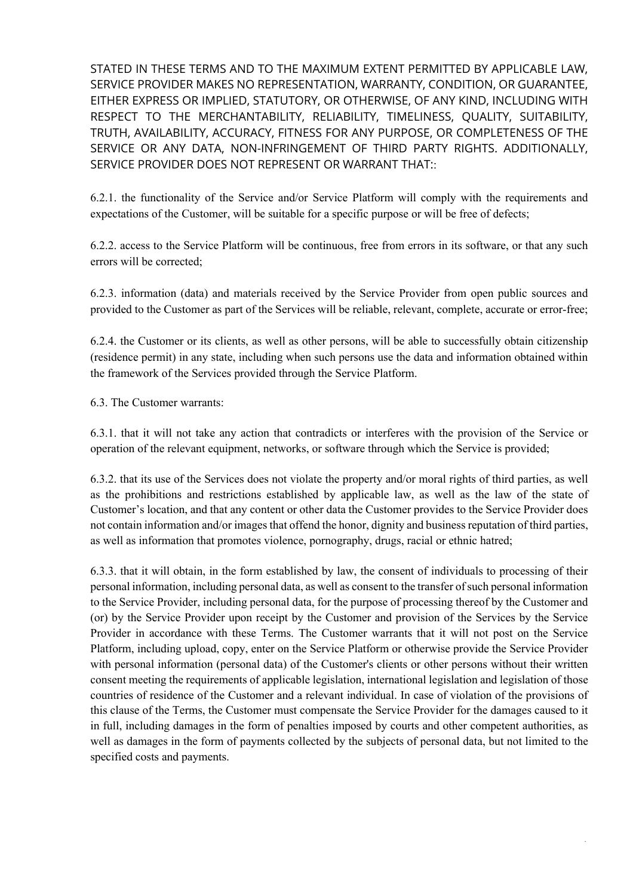STATED IN THESE TERMS AND TO THE MAXIMUM EXTENT PERMITTED BY APPLICABLE LAW, SERVICE PROVIDER MAKES NO REPRESENTATION, WARRANTY, CONDITION, OR GUARANTEE, EITHER EXPRESS OR IMPLIED, STATUTORY, OR OTHERWISE, OF ANY KIND, INCLUDING WITH RESPECT TO THE MERCHANTABILITY, RELIABILITY, TIMELINESS, QUALITY, SUITABILITY, TRUTH, AVAILABILITY, ACCURACY, FITNESS FOR ANY PURPOSE, OR COMPLETENESS OF THE SERVICE OR ANY DATA, NON-INFRINGEMENT OF THIRD PARTY RIGHTS. ADDITIONALLY, SERVICE PROVIDER DOES NOT REPRESENT OR WARRANT THAT::

6.2.1. the functionality of the Service and/or Service Platform will comply with the requirements and expectations of the Customer, will be suitable for a specific purpose or will be free of defects;

6.2.2. access to the Service Platform will be continuous, free from errors in its software, or that any such errors will be corrected;

6.2.3. information (data) and materials received by the Service Provider from open public sources and provided to the Customer as part of the Services will be reliable, relevant, complete, accurate or error-free;

6.2.4. the Customer or its clients, as well as other persons, will be able to successfully obtain citizenship (residence permit) in any state, including when such persons use the data and information obtained within the framework of the Services provided through the Service Platform.

6.3. The Customer warrants:

6.3.1. that it will not take any action that contradicts or interferes with the provision of the Service or operation of the relevant equipment, networks, or software through which the Service is provided;

6.3.2. that its use of the Services does not violate the property and/or moral rights of third parties, as well as the prohibitions and restrictions established by applicable law, as well as the law of the state of Customer's location, and that any content or other data the Customer provides to the Service Provider does not contain information and/or images that offend the honor, dignity and business reputation of third parties, as well as information that promotes violence, pornography, drugs, racial or ethnic hatred;

6.3.3. that it will obtain, in the form established by law, the consent of individuals to processing of their personal information, including personal data, as well as consent to the transfer of such personal information to the Service Provider, including personal data, for the purpose of processing thereof by the Customer and (or) by the Service Provider upon receipt by the Customer and provision of the Services by the Service Provider in accordance with these Terms. The Customer warrants that it will not post on the Service Platform, including upload, copy, enter on the Service Platform or otherwise provide the Service Provider with personal information (personal data) of the Customer's clients or other persons without their written consent meeting the requirements of applicable legislation, international legislation and legislation of those countries of residence of the Customer and a relevant individual. In case of violation of the provisions of this clause of the Terms, the Customer must compensate the Service Provider for the damages caused to it in full, including damages in the form of penalties imposed by courts and other competent authorities, as well as damages in the form of payments collected by the subjects of personal data, but not limited to the specified costs and payments.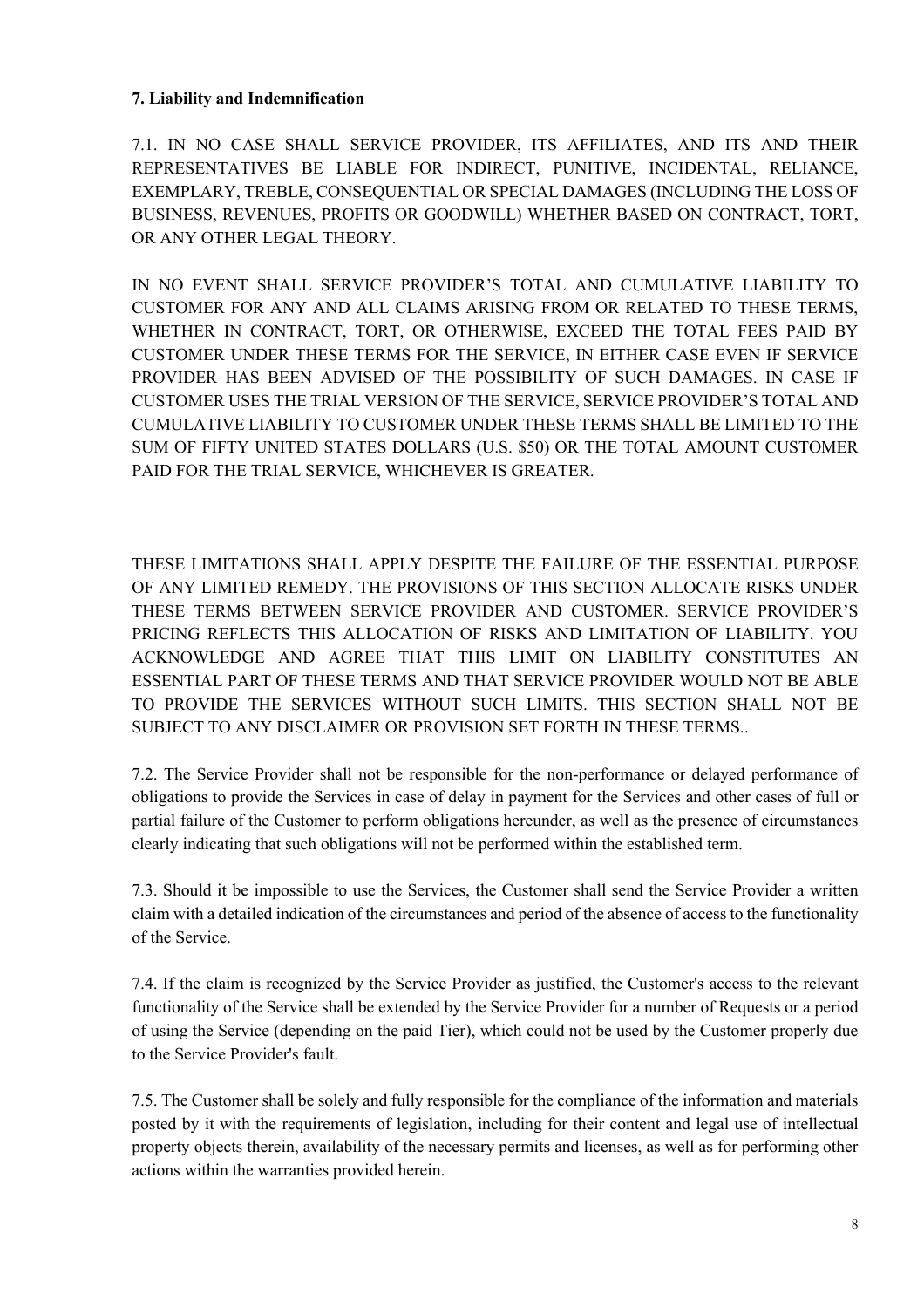**7. Liability and Indemnification**

7.1. IN NO CASE SHALL SERVICE PROVIDER, ITS AFFILIATES, AND ITS AND THEIR REPRESENTATIVES BE LIABLE FOR INDIRECT, PUNITIVE, INCIDENTAL, RELIANCE, EXEMPLARY, TREBLE, CONSEQUENTIAL OR SPECIAL DAMAGES (INCLUDING THE LOSS OF BUSINESS, REVENUES, PROFITS OR GOODWILL) WHETHER BASED ON CONTRACT, TORT, OR ANY OTHER LEGAL THEORY.

IN NO EVENT SHALL SERVICE PROVIDER'S TOTAL AND CUMULATIVE LIABILITY TO CUSTOMER FOR ANY AND ALL CLAIMS ARISING FROM OR RELATED TO THESE TERMS, WHETHER IN CONTRACT, TORT, OR OTHERWISE, EXCEED THE TOTAL FEES PAID BY CUSTOMER UNDER THESE TERMS FOR THE SERVICE, IN EITHER CASE EVEN IF SERVICE PROVIDER HAS BEEN ADVISED OF THE POSSIBILITY OF SUCH DAMAGES. IN CASE IF CUSTOMER USES THE TRIAL VERSION OF THE SERVICE, SERVICE PROVIDER'S TOTAL AND CUMULATIVE LIABILITY TO CUSTOMER UNDER THESE TERMS SHALL BE LIMITED TO THE SUM OF FIFTY UNITED STATES DOLLARS (U.S. $50) OR THE TOTAL AMOUNT CUSTOMER PAID FOR THE TRIAL SERVICE, WHICHEVER IS GREATER.

THESE LIMITATIONS SHALL APPLY DESPITE THE FAILURE OF THE ESSENTIAL PURPOSE OF ANY LIMITED REMEDY. THE PROVISIONS OF THIS SECTION ALLOCATE RISKS UNDER THESE TERMS BETWEEN SERVICE PROVIDER AND CUSTOMER. SERVICE PROVIDER'S PRICING REFLECTS THIS ALLOCATION OF RISKS AND LIMITATION OF LIABILITY. YOU ACKNOWLEDGE AND AGREE THAT THIS LIMIT ON LIABILITY CONSTITUTES AN ESSENTIAL PART OF THESE TERMS AND THAT SERVICE PROVIDER WOULD NOT BE ABLE TO PROVIDE THE SERVICES WITHOUT SUCH LIMITS. THIS SECTION SHALL NOT BE SUBJECT TO ANY DISCLAIMER OR PROVISION SET FORTH IN THESE TERMS..

7.2. The Service Provider shall not be responsible for the non-performance or delayed performance of obligations to provide the Services in case of delay in payment for the Services and other cases of full or partial failure of the Customer to perform obligations hereunder, as well as the presence of circumstances clearly indicating that such obligations will not be performed within the established term.

7.3. Should it be impossible to use the Services, the Customer shall send the Service Provider a written claim with a detailed indication of the circumstances and period of the absence of access to the functionality of the Service.

7.4. If the claim is recognized by the Service Provider as justified, the Customer's access to the relevant functionality of the Service shall be extended by the Service Provider for a number of Requests or a period of using the Service (depending on the paid Tier), which could not be used by the Customer properly due to the Service Provider's fault.

7.5. The Customer shall be solely and fully responsible for the compliance of the information and materials posted by it with the requirements of legislation, including for their content and legal use of intellectual property objects therein, availability of the necessary permits and licenses, as well as for performing other actions within the warranties provided herein.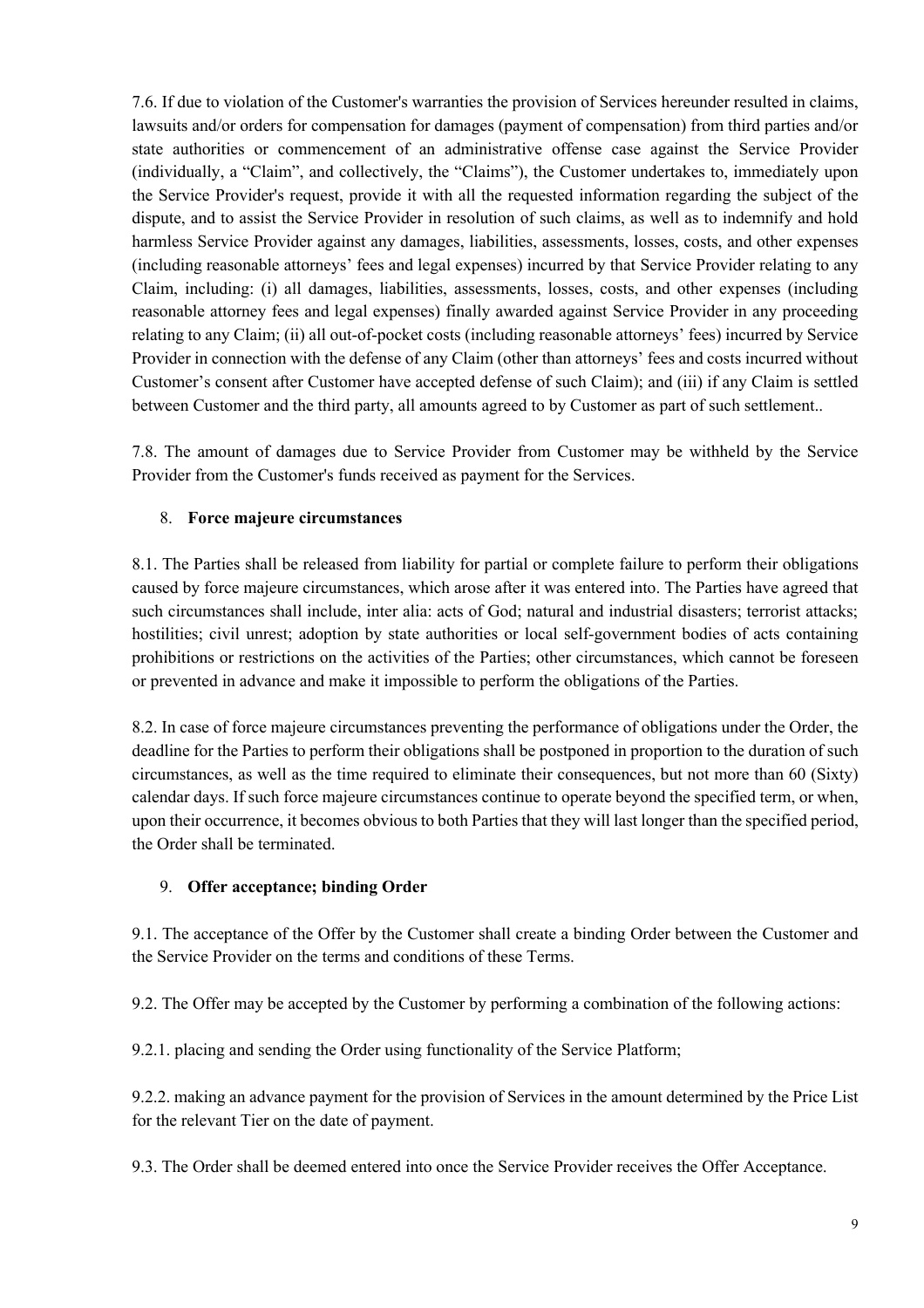7.6. If due to violation of the Customer's warranties the provision of Services hereunder resulted in claims, lawsuits and/or orders for compensation for damages (payment of compensation) from third parties and/or state authorities or commencement of an administrative offense case against the Service Provider (individually, a "Claim", and collectively, the "Claims"), the Customer undertakes to, immediately upon the Service Provider's request, provide it with all the requested information regarding the subject of the dispute, and to assist the Service Provider in resolution of such claims, as well as to indemnify and hold harmless Service Provider against any damages, liabilities, assessments, losses, costs, and other expenses (including reasonable attorneys' fees and legal expenses) incurred by that Service Provider relating to any Claim, including: (i) all damages, liabilities, assessments, losses, costs, and other expenses (including reasonable attorney fees and legal expenses) finally awarded against Service Provider in any proceeding relating to any Claim; (ii) all out-of-pocket costs (including reasonable attorneys' fees) incurred by Service Provider in connection with the defense of any Claim (other than attorneys' fees and costs incurred without Customer's consent after Customer have accepted defense of such Claim); and (iii) if any Claim is settled between Customer and the third party, all amounts agreed to by Customer as part of such settlement..

7.8. The amount of damages due to Service Provider from Customer may be withheld by the Service Provider from the Customer's funds received as payment for the Services.

## 8. **Force majeure circumstances**

8.1. The Parties shall be released from liability for partial or complete failure to perform their obligations caused by force majeure circumstances, which arose after it was entered into. The Parties have agreed that such circumstances shall include, inter alia: acts of God; natural and industrial disasters; terrorist attacks; hostilities; civil unrest; adoption by state authorities or local self-government bodies of acts containing prohibitions or restrictions on the activities of the Parties; other circumstances, which cannot be foreseen or prevented in advance and make it impossible to perform the obligations of the Parties.

8.2. In case of force majeure circumstances preventing the performance of obligations under the Order, the deadline for the Parties to perform their obligations shall be postponed in proportion to the duration of such circumstances, as well as the time required to eliminate their consequences, but not more than 60 (Sixty) calendar days. If such force majeure circumstances continue to operate beyond the specified term, or when, upon their occurrence, it becomes obvious to both Parties that they will last longer than the specified period, the Order shall be terminated.

## 9. **Offer acceptance; binding Order**

9.1. The acceptance of the Offer by the Customer shall create a binding Order between the Customer and the Service Provider on the terms and conditions of these Terms.

9.2. The Offer may be accepted by the Customer by performing a combination of the following actions:

9.2.1. placing and sending the Order using functionality of the Service Platform;

9.2.2. making an advance payment for the provision of Services in the amount determined by the Price List for the relevant Tier on the date of payment.

9.3. The Order shall be deemed entered into once the Service Provider receives the Offer Acceptance.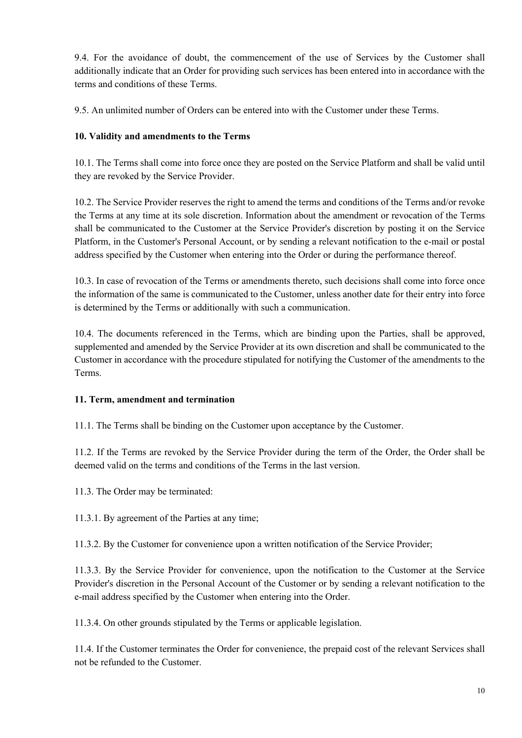9.4. For the avoidance of doubt, the commencement of the use of Services by the Customer shall additionally indicate that an Order for providing such services has been entered into in accordance with the terms and conditions of these Terms.

9.5. An unlimited number of Orders can be entered into with the Customer under these Terms.

**10. Validity and amendments to the Terms**

10.1. The Terms shall come into force once they are posted on the Service Platform and shall be valid until they are revoked by the Service Provider.

10.2. The Service Provider reserves the right to amend the terms and conditions of the Terms and/or revoke the Terms at any time at its sole discretion. Information about the amendment or revocation of the Terms shall be communicated to the Customer at the Service Provider's discretion by posting it on the Service Platform, in the Customer's Personal Account, or by sending a relevant notification to the e-mail or postal address specified by the Customer when entering into the Order or during the performance thereof.

10.3. In case of revocation of the Terms or amendments thereto, such decisions shall come into force once the information of the same is communicated to the Customer, unless another date for their entry into force is determined by the Terms or additionally with such a communication.

10.4. The documents referenced in the Terms, which are binding upon the Parties, shall be approved, supplemented and amended by the Service Provider at its own discretion and shall be communicated to the Customer in accordance with the procedure stipulated for notifying the Customer of the amendments to the Terms.

**11. Term, amendment and termination**

11.1. The Terms shall be binding on the Customer upon acceptance by the Customer.

11.2. If the Terms are revoked by the Service Provider during the term of the Order, the Order shall be deemed valid on the terms and conditions of the Terms in the last version.

11.3. The Order may be terminated:

11.3.1. By agreement of the Parties at any time;

11.3.2. By the Customer for convenience upon a written notification of the Service Provider;

11.3.3. By the Service Provider for convenience, upon the notification to the Customer at the Service Provider's discretion in the Personal Account of the Customer or by sending a relevant notification to the e-mail address specified by the Customer when entering into the Order.

11.3.4. On other grounds stipulated by the Terms or applicable legislation.

11.4. If the Customer terminates the Order for convenience, the prepaid cost of the relevant Services shall not be refunded to the Customer.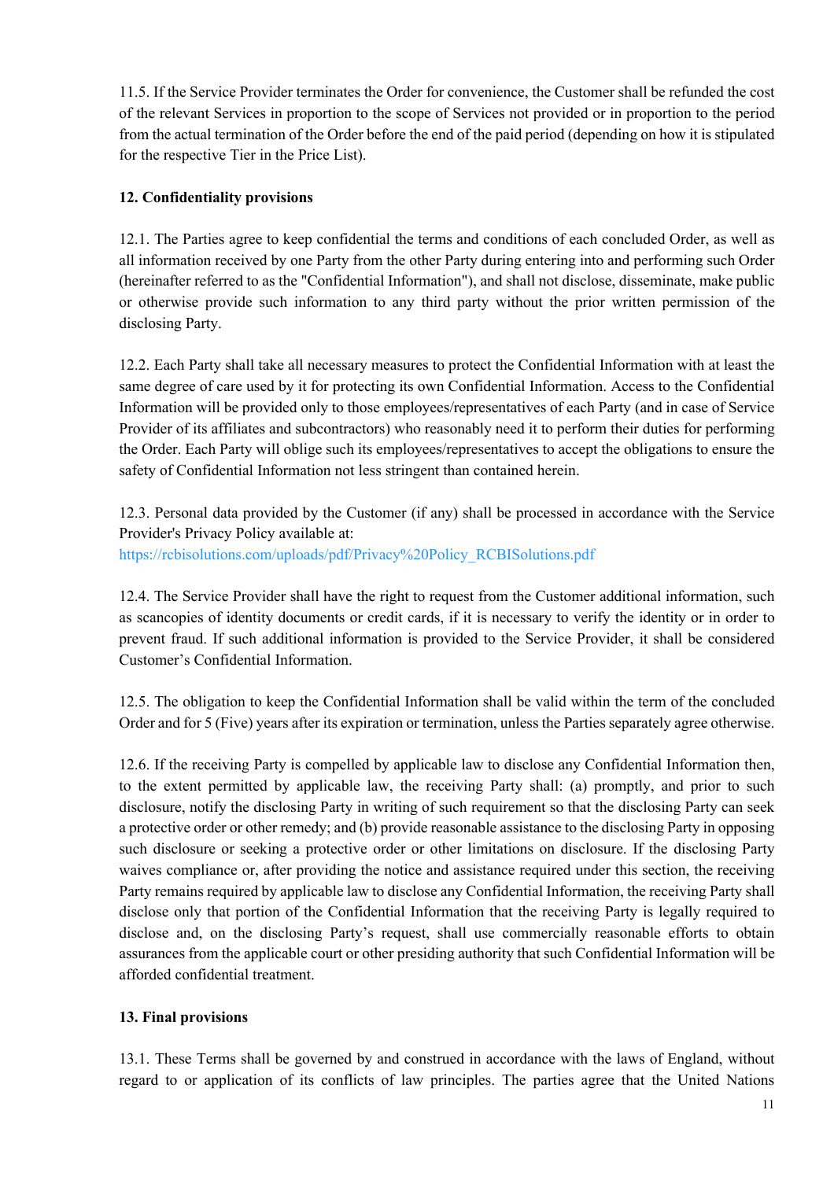11.5. If the Service Provider terminates the Order for convenience, the Customer shall be refunded the cost of the relevant Services in proportion to the scope of Services not provided or in proportion to the period from the actual termination of the Order before the end of the paid period (depending on how it is stipulated for the respective Tier in the Price List).

**12. Confidentiality provisions**

12.1. The Parties agree to keep confidential the terms and conditions of each concluded Order, as well as all information received by one Party from the other Party during entering into and performing such Order (hereinafter referred to as the "Confidential Information"), and shall not disclose, disseminate, make public or otherwise provide such information to any third party without the prior written permission of the disclosing Party.

12.2. Each Party shall take all necessary measures to protect the Confidential Information with at least the same degree of care used by it for protecting its own Confidential Information. Access to the Confidential Information will be provided only to those employees/representatives of each Party (and in case of Service Provider of its affiliates and subcontractors) who reasonably need it to perform their duties for performing the Order. Each Party will oblige such its employees/representatives to accept the obligations to ensure the safety of Confidential Information not less stringent than contained herein.

12.3. Personal data provided by the Customer (if any) shall be processed in accordance with the Service Provider's Privacy Policy available at: https://rcbisolutions.com/uploads/pdf/Privacy%20Policy_RCBISolutions.pdf

12.4. The Service Provider shall have the right to request from the Customer additional information, such as scancopies of identity documents or credit cards, if it is necessary to verify the identity or in order to prevent fraud. If such additional information is provided to the Service Provider, it shall be considered Customer's Confidential Information.

12.5. The obligation to keep the Confidential Information shall be valid within the term of the concluded Order and for 5 (Five) years after its expiration or termination, unless the Parties separately agree otherwise.

12.6. If the receiving Party is compelled by applicable law to disclose any Confidential Information then, to the extent permitted by applicable law, the receiving Party shall: (a) promptly, and prior to such disclosure, notify the disclosing Party in writing of such requirement so that the disclosing Party can seek a protective order or other remedy; and (b) provide reasonable assistance to the disclosing Party in opposing such disclosure or seeking a protective order or other limitations on disclosure. If the disclosing Party waives compliance or, after providing the notice and assistance required under this section, the receiving Party remains required by applicable law to disclose any Confidential Information, the receiving Party shall disclose only that portion of the Confidential Information that the receiving Party is legally required to disclose and, on the disclosing Party's request, shall use commercially reasonable efforts to obtain assurances from the applicable court or other presiding authority that such Confidential Information will be afforded confidential treatment.

**13. Final provisions**

13.1. These Terms shall be governed by and construed in accordance with the laws of England, without regard to or application of its conflicts of law principles. The parties agree that the United Nations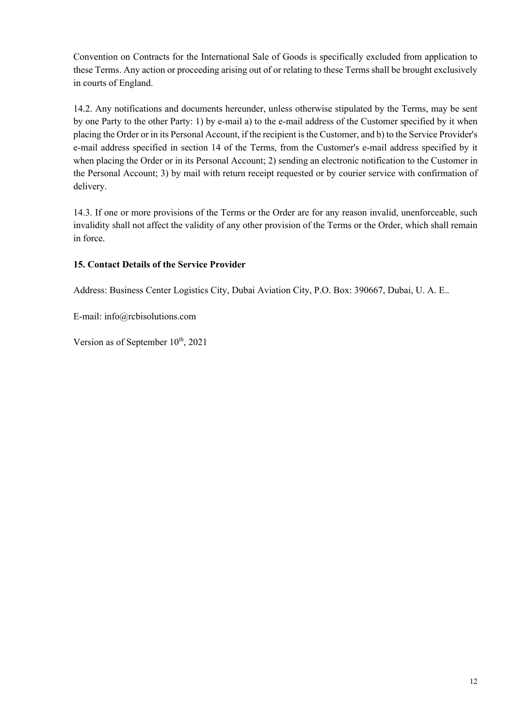Convention on Contracts for the International Sale of Goods is specifically excluded from application to these Terms. Any action or proceeding arising out of or relating to these Terms shall be brought exclusively in courts of England.

14.2. Any notifications and documents hereunder, unless otherwise stipulated by the Terms, may be sent by one Party to the other Party: 1) by e-mail a) to the e-mail address of the Customer specified by it when placing the Order or in its Personal Account, if the recipient is the Customer, and b) to the Service Provider's e-mail address specified in section 14 of the Terms, from the Customer's e-mail address specified by it when placing the Order or in its Personal Account; 2) sending an electronic notification to the Customer in the Personal Account; 3) by mail with return receipt requested or by courier service with confirmation of delivery.

14.3. If one or more provisions of the Terms or the Order are for any reason invalid, unenforceable, such invalidity shall not affect the validity of any other provision of the Terms or the Order, which shall remain in force.

**15. Contact Details of the Service Provider**

Address: Business Center Logistics City, Dubai Aviation City, P.O. Box: 390667, Dubai, U. A. E..

E-mail: info@rcbisolutions.com

Version as of September 10th, 2021